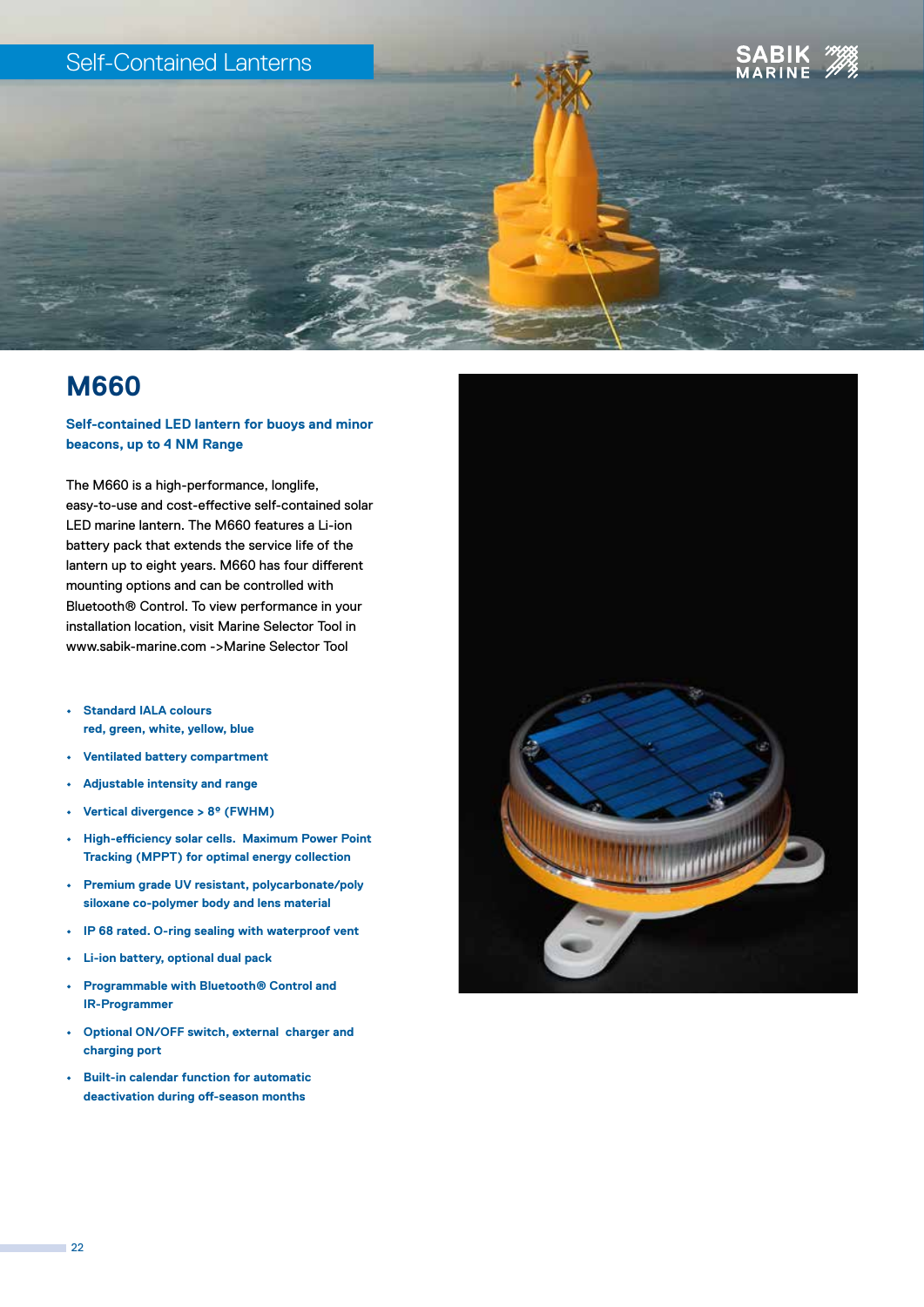Self-Contained Lanterns

# M660

**Self-contained LED lantern for buoys and minor beacons, up to 4 NM Range**

The M660 is a high-performance, longlife, easy-to-use and cost-effective self-contained solar LED marine lantern. The M660 features a Li-ion battery pack that extends the service life of the lantern up to eight years. M660 has four different mounting options and can be controlled with Bluetooth® Control. To view performance in your installation location, visit Marine Selector Tool in www.sabik-marine.com ->Marine Selector Tool

- **Standard IALA colours red, green, white, yellow, blue**
- **Ventilated battery compartment**
- **Adjustable intensity and range**
- **Vertical divergence > 8° (FWHM)**
- **High-efficiency solar cells. Maximum Power Point Tracking (MPPT) for optimal energy collection**
- **Premium grade UV resistant, polycarbonate/poly siloxane co-polymer body and lens material**
- **IP 68 rated. O-ring sealing with waterproof vent**
- **Li-ion battery, optional dual pack**
- **Programmable with Bluetooth® Control and IR-Programmer**
- **Optional ON/OFF switch, external charger and charging port**
- **Built-in calendar function for automatic deactivation during off-season months**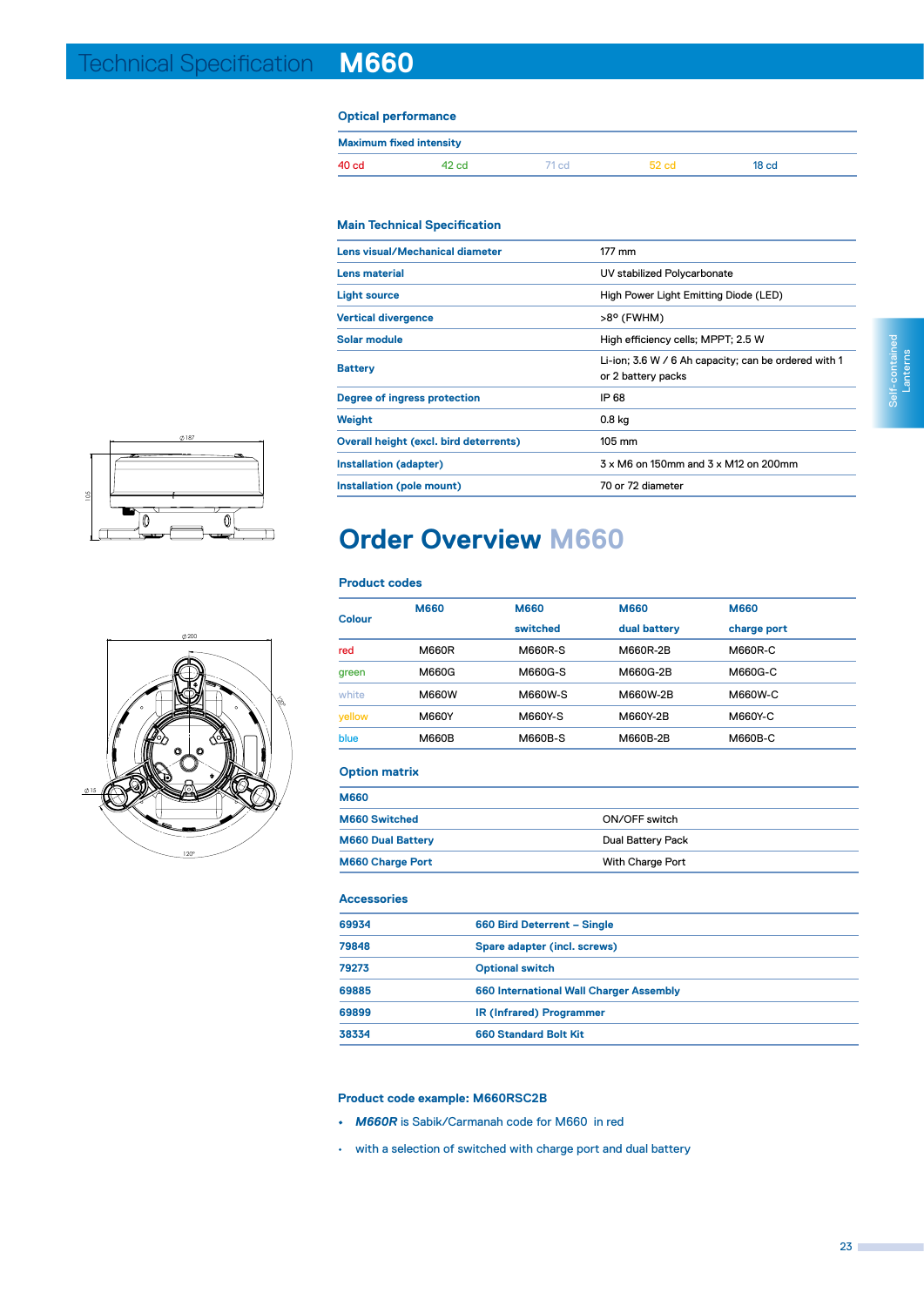# Technical Specification M660

## Optical performance

| Maximum fixed intensity | | | | |
|---|---|---|---|---|
| 40 cd | 42 cd | 71 cd | 52 cd | 18 cd |

## Main Technical Specification

| | |
|---|---|
| Lens visual/Mechanical diameter | 177 mm |
| Lens material | UV stabilized Polycarbonate |
| Light source | High Power Light Emitting Diode (LED) |
| Vertical divergence | >8° (FWHM) |
| Solar module | High efficiency cells; MPPT; 2.5 W |
| Battery | Li-ion; 3.6 W / 6 Ah capacity; can be ordered with 1 or 2 battery packs |
| Degree of ingress protection | IP 68 |
| Weight | 0.8 kg |
| Overall height (excl. bird deterrents) | 105 mm |
| Installation (adapter) | 3 x M6 on 150mm and 3 x M12 on 200mm |
| Installation (pole mount) | 70 or 72 diameter |

⌀187

105

⌀200

⌀15

120°

# Order Overview M660

## Product codes

| Colour | M660 | M660 switched | M660 dual battery | M660 charge port |
|---|---|---|---|---|
| red | M660R | M660R-S | M660R-2B | M660R-C |
| green | M660G | M660G-S | M660G-2B | M660G-C |
| white | M660W | M660W-S | M660W-2B | M660W-C |
| yellow | M660Y | M660Y-S | M660Y-2B | M660Y-C |
| blue | M660B | M660B-S | M660B-2B | M660B-C |

## Option matrix

| M660 | |
|---|---|
| M660 Switched | ON/OFF switch |
| M660 Dual Battery | Dual Battery Pack |
| M660 Charge Port | With Charge Port |

## Accessories

| | |
|---|---|
| 69934 | 660 Bird Deterrent – Single |
| 79848 | Spare adapter (incl. screws) |
| 79273 | Optional switch |
| 69885 | 660 International Wall Charger Assembly |
| 69899 | IR (Infrared) Programmer |
| 38334 | 660 Standard Bolt Kit |

**Product code example: M660RSC2B**

- ***M660R*** is Sabik/Carmanah code for M660 in red
- with a selection of switched with charge port and dual battery